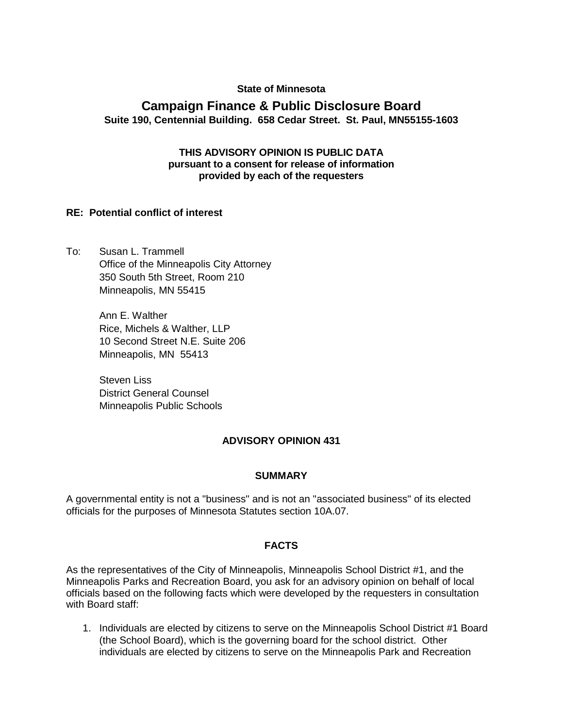**State of Minnesota**

# Campaign Finance & Public Disclosure Board

**Suite 190, Centennial Building. 658 Cedar Street. St. Paul, MN55155-1603**

**THIS ADVISORY OPINION IS PUBLIC DATA**
**pursuant to a consent for release of information**
**provided by each of the requesters**

**RE: Potential conflict of interest**

To: Susan L. Trammell
Office of the Minneapolis City Attorney
350 South 5th Street, Room 210
Minneapolis, MN 55415

Ann E. Walther
Rice, Michels & Walther, LLP
10 Second Street N.E. Suite 206
Minneapolis, MN 55413

Steven Liss
District General Counsel
Minneapolis Public Schools

## ADVISORY OPINION 431

### SUMMARY

A governmental entity is not a "business" and is not an "associated business" of its elected officials for the purposes of Minnesota Statutes section 10A.07.

### FACTS

As the representatives of the City of Minneapolis, Minneapolis School District #1, and the Minneapolis Parks and Recreation Board, you ask for an advisory opinion on behalf of local officials based on the following facts which were developed by the requesters in consultation with Board staff:

1. Individuals are elected by citizens to serve on the Minneapolis School District #1 Board (the School Board), which is the governing board for the school district. Other individuals are elected by citizens to serve on the Minneapolis Park and Recreation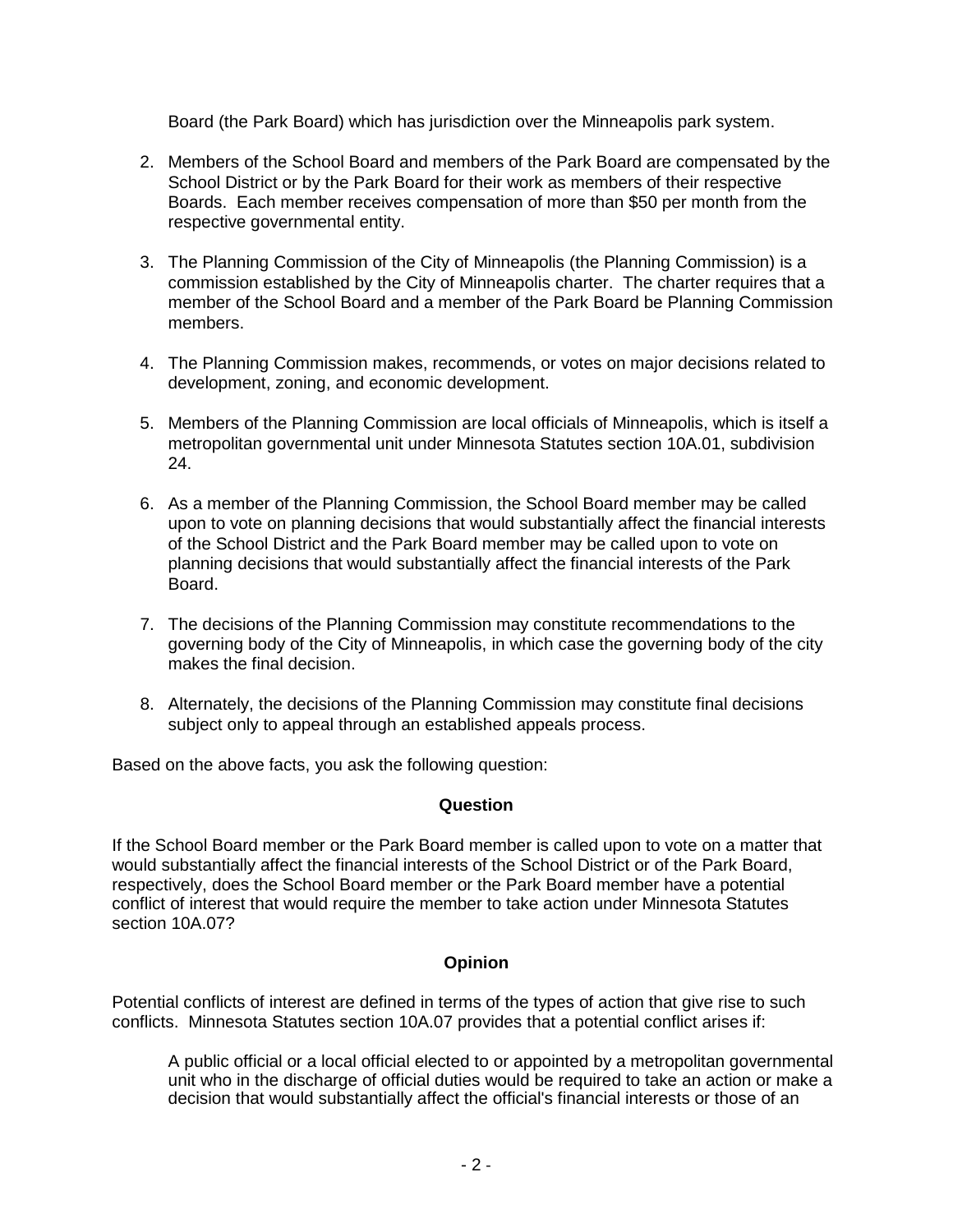Board (the Park Board) which has jurisdiction over the Minneapolis park system.

2. Members of the School Board and members of the Park Board are compensated by the School District or by the Park Board for their work as members of their respective Boards. Each member receives compensation of more than $50 per month from the respective governmental entity.

3. The Planning Commission of the City of Minneapolis (the Planning Commission) is a commission established by the City of Minneapolis charter. The charter requires that a member of the School Board and a member of the Park Board be Planning Commission members.

4. The Planning Commission makes, recommends, or votes on major decisions related to development, zoning, and economic development.

5. Members of the Planning Commission are local officials of Minneapolis, which is itself a metropolitan governmental unit under Minnesota Statutes section 10A.01, subdivision 24.

6. As a member of the Planning Commission, the School Board member may be called upon to vote on planning decisions that would substantially affect the financial interests of the School District and the Park Board member may be called upon to vote on planning decisions that would substantially affect the financial interests of the Park Board.

7. The decisions of the Planning Commission may constitute recommendations to the governing body of the City of Minneapolis, in which case the governing body of the city makes the final decision.

8. Alternately, the decisions of the Planning Commission may constitute final decisions subject only to appeal through an established appeals process.

Based on the above facts, you ask the following question:

**Question**

If the School Board member or the Park Board member is called upon to vote on a matter that would substantially affect the financial interests of the School District or of the Park Board, respectively, does the School Board member or the Park Board member have a potential conflict of interest that would require the member to take action under Minnesota Statutes section 10A.07?

**Opinion**

Potential conflicts of interest are defined in terms of the types of action that give rise to such conflicts. Minnesota Statutes section 10A.07 provides that a potential conflict arises if:

> A public official or a local official elected to or appointed by a metropolitan governmental unit who in the discharge of official duties would be required to take an action or make a decision that would substantially affect the official's financial interests or those of an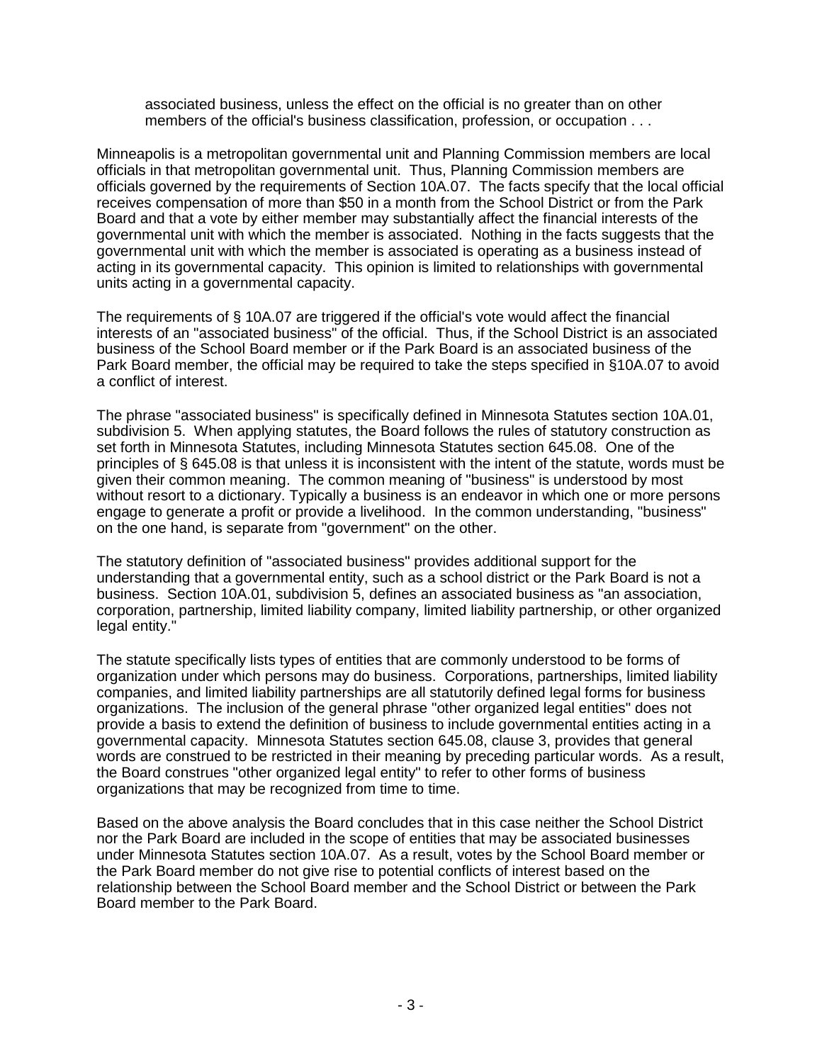> associated business, unless the effect on the official is no greater than on other members of the official's business classification, profession, or occupation . . .

Minneapolis is a metropolitan governmental unit and Planning Commission members are local officials in that metropolitan governmental unit. Thus, Planning Commission members are officials governed by the requirements of Section 10A.07. The facts specify that the local official receives compensation of more than $50 in a month from the School District or from the Park Board and that a vote by either member may substantially affect the financial interests of the governmental unit with which the member is associated. Nothing in the facts suggests that the governmental unit with which the member is associated is operating as a business instead of acting in its governmental capacity. This opinion is limited to relationships with governmental units acting in a governmental capacity.

The requirements of § 10A.07 are triggered if the official's vote would affect the financial interests of an "associated business" of the official. Thus, if the School District is an associated business of the School Board member or if the Park Board is an associated business of the Park Board member, the official may be required to take the steps specified in §10A.07 to avoid a conflict of interest.

The phrase "associated business" is specifically defined in Minnesota Statutes section 10A.01, subdivision 5. When applying statutes, the Board follows the rules of statutory construction as set forth in Minnesota Statutes, including Minnesota Statutes section 645.08. One of the principles of § 645.08 is that unless it is inconsistent with the intent of the statute, words must be given their common meaning. The common meaning of "business" is understood by most without resort to a dictionary. Typically a business is an endeavor in which one or more persons engage to generate a profit or provide a livelihood. In the common understanding, "business" on the one hand, is separate from "government" on the other.

The statutory definition of "associated business" provides additional support for the understanding that a governmental entity, such as a school district or the Park Board is not a business. Section 10A.01, subdivision 5, defines an associated business as "an association, corporation, partnership, limited liability company, limited liability partnership, or other organized legal entity."

The statute specifically lists types of entities that are commonly understood to be forms of organization under which persons may do business. Corporations, partnerships, limited liability companies, and limited liability partnerships are all statutorily defined legal forms for business organizations. The inclusion of the general phrase "other organized legal entities" does not provide a basis to extend the definition of business to include governmental entities acting in a governmental capacity. Minnesota Statutes section 645.08, clause 3, provides that general words are construed to be restricted in their meaning by preceding particular words. As a result, the Board construes "other organized legal entity" to refer to other forms of business organizations that may be recognized from time to time.

Based on the above analysis the Board concludes that in this case neither the School District nor the Park Board are included in the scope of entities that may be associated businesses under Minnesota Statutes section 10A.07. As a result, votes by the School Board member or the Park Board member do not give rise to potential conflicts of interest based on the relationship between the School Board member and the School District or between the Park Board member to the Park Board.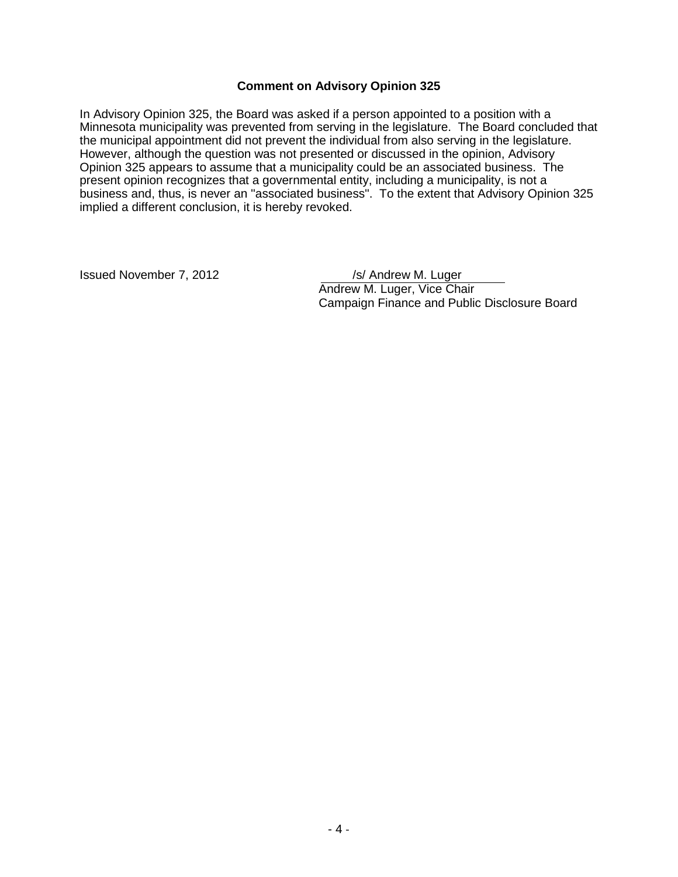**Comment on Advisory Opinion 325**

In Advisory Opinion 325, the Board was asked if a person appointed to a position with a Minnesota municipality was prevented from serving in the legislature. The Board concluded that the municipal appointment did not prevent the individual from also serving in the legislature. However, although the question was not presented or discussed in the opinion, Advisory Opinion 325 appears to assume that a municipality could be an associated business. The present opinion recognizes that a governmental entity, including a municipality, is not a business and, thus, is never an "associated business". To the extent that Advisory Opinion 325 implied a different conclusion, it is hereby revoked.

Issued November 7, 2012

/s/ Andrew M. Luger
Andrew M. Luger, Vice Chair
Campaign Finance and Public Disclosure Board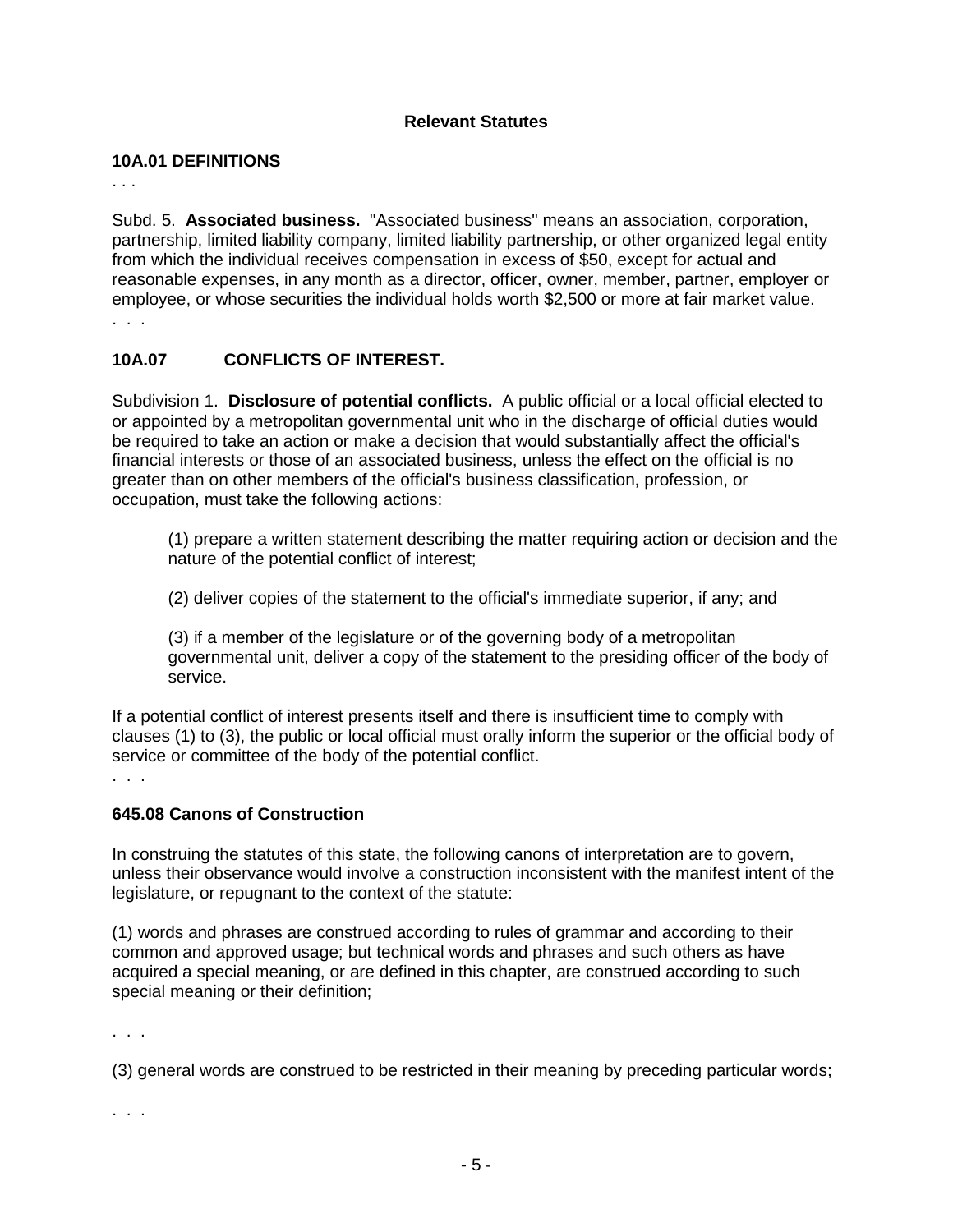**Relevant Statutes**

**10A.01 DEFINITIONS**

. . .

Subd. 5. **Associated business.** "Associated business" means an association, corporation, partnership, limited liability company, limited liability partnership, or other organized legal entity from which the individual receives compensation in excess of $50, except for actual and reasonable expenses, in any month as a director, officer, owner, member, partner, employer or employee, or whose securities the individual holds worth $2,500 or more at fair market value.

. . .

**10A.07 CONFLICTS OF INTEREST.**

Subdivision 1. **Disclosure of potential conflicts.** A public official or a local official elected to or appointed by a metropolitan governmental unit who in the discharge of official duties would be required to take an action or make a decision that would substantially affect the official's financial interests or those of an associated business, unless the effect on the official is no greater than on other members of the official's business classification, profession, or occupation, must take the following actions:

(1) prepare a written statement describing the matter requiring action or decision and the nature of the potential conflict of interest;

(2) deliver copies of the statement to the official's immediate superior, if any; and

(3) if a member of the legislature or of the governing body of a metropolitan governmental unit, deliver a copy of the statement to the presiding officer of the body of service.

If a potential conflict of interest presents itself and there is insufficient time to comply with clauses (1) to (3), the public or local official must orally inform the superior or the official body of service or committee of the body of the potential conflict.

. . .

**645.08 Canons of Construction**

In construing the statutes of this state, the following canons of interpretation are to govern, unless their observance would involve a construction inconsistent with the manifest intent of the legislature, or repugnant to the context of the statute:

(1) words and phrases are construed according to rules of grammar and according to their common and approved usage; but technical words and phrases and such others as have acquired a special meaning, or are defined in this chapter, are construed according to such special meaning or their definition;

. . .

(3) general words are construed to be restricted in their meaning by preceding particular words;

. . .